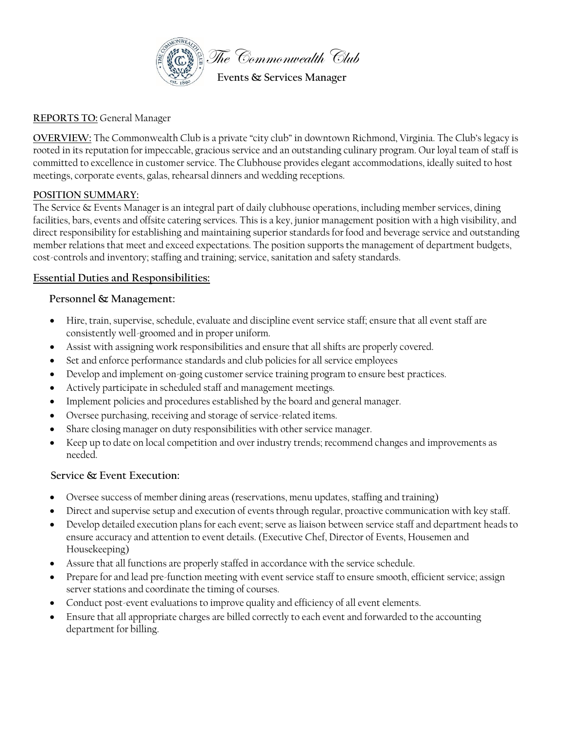# The Commonwealth Club

## Events & Services Manager

**REPORTS TO:** General Manager

**OVERVIEW:** The Commonwealth Club is a private "city club" in downtown Richmond, Virginia. The Club's legacy is rooted in its reputation for impeccable, gracious service and an outstanding culinary program. Our loyal team of staff is committed to excellence in customer service. The Clubhouse provides elegant accommodations, ideally suited to host meetings, corporate events, galas, rehearsal dinners and wedding receptions.

**POSITION SUMMARY:**
The Service & Events Manager is an integral part of daily clubhouse operations, including member services, dining facilities, bars, events and offsite catering services. This is a key, junior management position with a high visibility, and direct responsibility for establishing and maintaining superior standards for food and beverage service and outstanding member relations that meet and exceed expectations. The position supports the management of department budgets, cost-controls and inventory; staffing and training; service, sanitation and safety standards.

## Essential Duties and Responsibilities:

### Personnel & Management:

- Hire, train, supervise, schedule, evaluate and discipline event service staff; ensure that all event staff are consistently well-groomed and in proper uniform.
- Assist with assigning work responsibilities and ensure that all shifts are properly covered.
- Set and enforce performance standards and club policies for all service employees
- Develop and implement on-going customer service training program to ensure best practices.
- Actively participate in scheduled staff and management meetings.
- Implement policies and procedures established by the board and general manager.
- Oversee purchasing, receiving and storage of service-related items.
- Share closing manager on duty responsibilities with other service manager.
- Keep up to date on local competition and over industry trends; recommend changes and improvements as needed.

### Service & Event Execution:

- Oversee success of member dining areas (reservations, menu updates, staffing and training)
- Direct and supervise setup and execution of events through regular, proactive communication with key staff.
- Develop detailed execution plans for each event; serve as liaison between service staff and department heads to ensure accuracy and attention to event details. (Executive Chef, Director of Events, Housemen and Housekeeping)
- Assure that all functions are properly staffed in accordance with the service schedule.
- Prepare for and lead pre-function meeting with event service staff to ensure smooth, efficient service; assign server stations and coordinate the timing of courses.
- Conduct post-event evaluations to improve quality and efficiency of all event elements.
- Ensure that all appropriate charges are billed correctly to each event and forwarded to the accounting department for billing.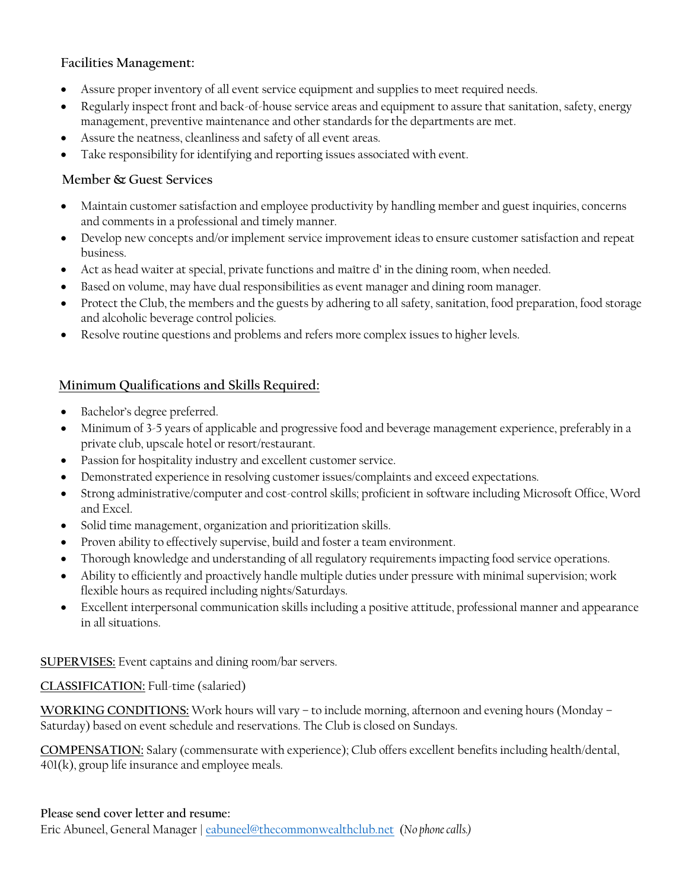### Facilities Management:

- Assure proper inventory of all event service equipment and supplies to meet required needs.
- Regularly inspect front and back-of-house service areas and equipment to assure that sanitation, safety, energy management, preventive maintenance and other standards for the departments are met.
- Assure the neatness, cleanliness and safety of all event areas.
- Take responsibility for identifying and reporting issues associated with event.

### Member & Guest Services

- Maintain customer satisfaction and employee productivity by handling member and guest inquiries, concerns and comments in a professional and timely manner.
- Develop new concepts and/or implement service improvement ideas to ensure customer satisfaction and repeat business.
- Act as head waiter at special, private functions and maître d' in the dining room, when needed.
- Based on volume, may have dual responsibilities as event manager and dining room manager.
- Protect the Club, the members and the guests by adhering to all safety, sanitation, food preparation, food storage and alcoholic beverage control policies.
- Resolve routine questions and problems and refers more complex issues to higher levels.

### Minimum Qualifications and Skills Required:

- Bachelor's degree preferred.
- Minimum of 3-5 years of applicable and progressive food and beverage management experience, preferably in a private club, upscale hotel or resort/restaurant.
- Passion for hospitality industry and excellent customer service.
- Demonstrated experience in resolving customer issues/complaints and exceed expectations.
- Strong administrative/computer and cost-control skills; proficient in software including Microsoft Office, Word and Excel.
- Solid time management, organization and prioritization skills.
- Proven ability to effectively supervise, build and foster a team environment.
- Thorough knowledge and understanding of all regulatory requirements impacting food service operations.
- Ability to efficiently and proactively handle multiple duties under pressure with minimal supervision; work flexible hours as required including nights/Saturdays.
- Excellent interpersonal communication skills including a positive attitude, professional manner and appearance in all situations.

**SUPERVISES:** Event captains and dining room/bar servers.

**CLASSIFICATION:** Full-time (salaried)

**WORKING CONDITIONS:** Work hours will vary – to include morning, afternoon and evening hours (Monday – Saturday) based on event schedule and reservations. The Club is closed on Sundays.

**COMPENSATION:** Salary (commensurate with experience); Club offers excellent benefits including health/dental, 401(k), group life insurance and employee meals.

**Please send cover letter and resume:**
Eric Abuneel, General Manager | eabuneel@thecommonwealthclub.net (*No phone calls.*)